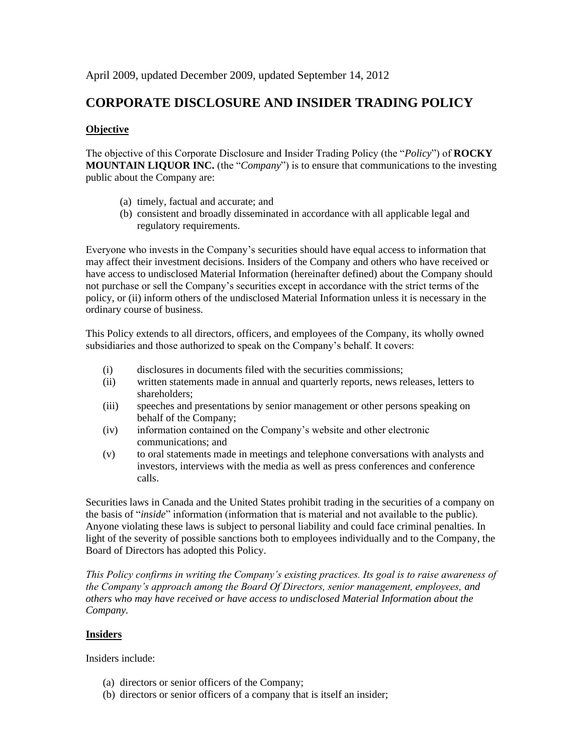April 2009, updated December 2009, updated September 14, 2012

# CORPORATE DISCLOSURE AND INSIDER TRADING POLICY

## Objective

The objective of this Corporate Disclosure and Insider Trading Policy (the "*Policy*") of **ROCKY MOUNTAIN LIQUOR INC.** (the "*Company*") is to ensure that communications to the investing public about the Company are:

(a) timely, factual and accurate; and
(b) consistent and broadly disseminated in accordance with all applicable legal and regulatory requirements.

Everyone who invests in the Company's securities should have equal access to information that may affect their investment decisions. Insiders of the Company and others who have received or have access to undisclosed Material Information (hereinafter defined) about the Company should not purchase or sell the Company's securities except in accordance with the strict terms of the policy, or (ii) inform others of the undisclosed Material Information unless it is necessary in the ordinary course of business.

This Policy extends to all directors, officers, and employees of the Company, its wholly owned subsidiaries and those authorized to speak on the Company's behalf. It covers:

(i) disclosures in documents filed with the securities commissions;
(ii) written statements made in annual and quarterly reports, news releases, letters to shareholders;
(iii) speeches and presentations by senior management or other persons speaking on behalf of the Company;
(iv) information contained on the Company's website and other electronic communications; and
(v) to oral statements made in meetings and telephone conversations with analysts and investors, interviews with the media as well as press conferences and conference calls.

Securities laws in Canada and the United States prohibit trading in the securities of a company on the basis of "*inside*" information (information that is material and not available to the public). Anyone violating these laws is subject to personal liability and could face criminal penalties. In light of the severity of possible sanctions both to employees individually and to the Company, the Board of Directors has adopted this Policy.

*This Policy confirms in writing the Company's existing practices. Its goal is to raise awareness of the Company's approach among the Board Of Directors, senior management, employees, and others who may have received or have access to undisclosed Material Information about the Company.*

## Insiders

Insiders include:

(a) directors or senior officers of the Company;
(b) directors or senior officers of a company that is itself an insider;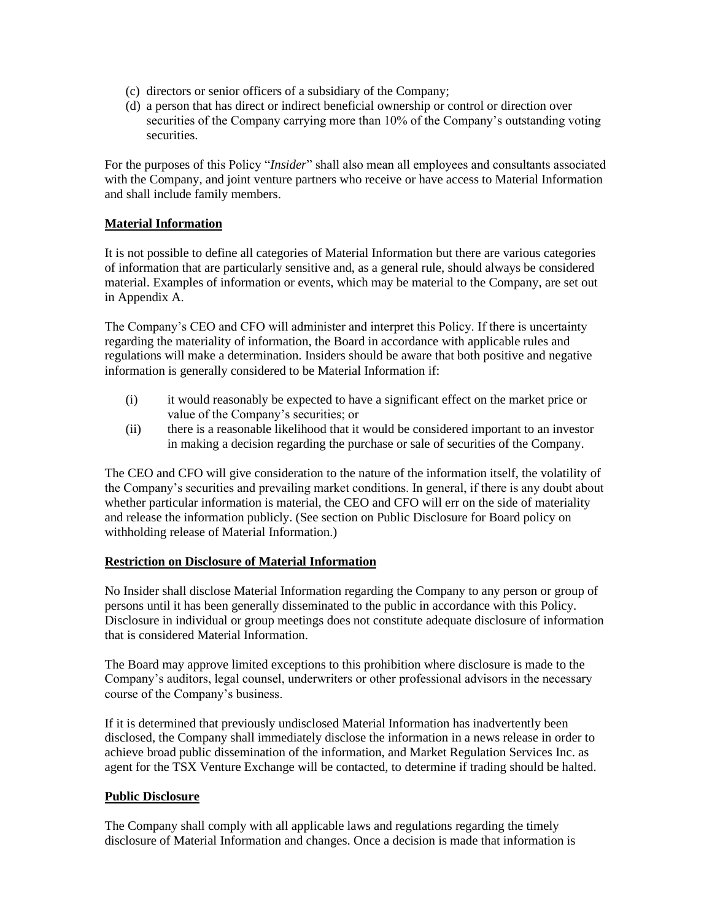(c) directors or senior officers of a subsidiary of the Company;
(d) a person that has direct or indirect beneficial ownership or control or direction over securities of the Company carrying more than 10% of the Company's outstanding voting securities.

For the purposes of this Policy "*Insider*" shall also mean all employees and consultants associated with the Company, and joint venture partners who receive or have access to Material Information and shall include family members.

**Material Information**

It is not possible to define all categories of Material Information but there are various categories of information that are particularly sensitive and, as a general rule, should always be considered material. Examples of information or events, which may be material to the Company, are set out in Appendix A.

The Company's CEO and CFO will administer and interpret this Policy. If there is uncertainty regarding the materiality of information, the Board in accordance with applicable rules and regulations will make a determination. Insiders should be aware that both positive and negative information is generally considered to be Material Information if:

(i) it would reasonably be expected to have a significant effect on the market price or value of the Company's securities; or
(ii) there is a reasonable likelihood that it would be considered important to an investor in making a decision regarding the purchase or sale of securities of the Company.

The CEO and CFO will give consideration to the nature of the information itself, the volatility of the Company's securities and prevailing market conditions. In general, if there is any doubt about whether particular information is material, the CEO and CFO will err on the side of materiality and release the information publicly. (See section on Public Disclosure for Board policy on withholding release of Material Information.)

**Restriction on Disclosure of Material Information**

No Insider shall disclose Material Information regarding the Company to any person or group of persons until it has been generally disseminated to the public in accordance with this Policy. Disclosure in individual or group meetings does not constitute adequate disclosure of information that is considered Material Information.

The Board may approve limited exceptions to this prohibition where disclosure is made to the Company's auditors, legal counsel, underwriters or other professional advisors in the necessary course of the Company's business.

If it is determined that previously undisclosed Material Information has inadvertently been disclosed, the Company shall immediately disclose the information in a news release in order to achieve broad public dissemination of the information, and Market Regulation Services Inc. as agent for the TSX Venture Exchange will be contacted, to determine if trading should be halted.

**Public Disclosure**

The Company shall comply with all applicable laws and regulations regarding the timely disclosure of Material Information and changes. Once a decision is made that information is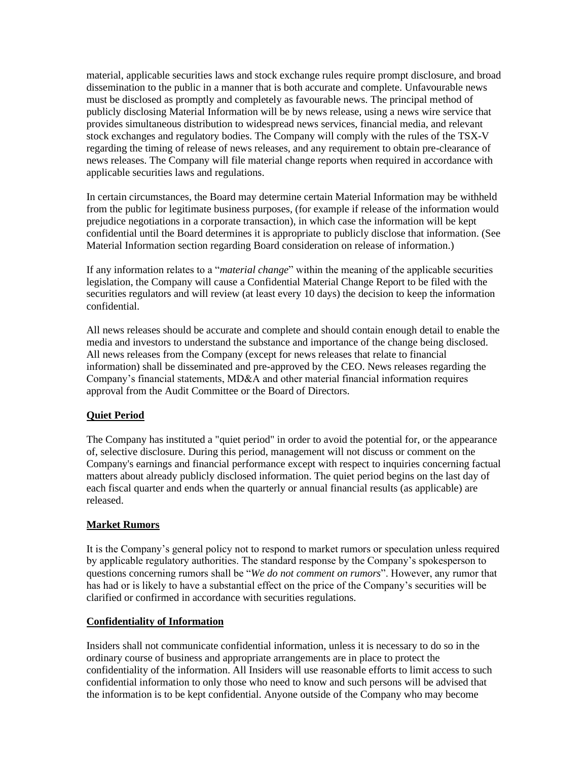material, applicable securities laws and stock exchange rules require prompt disclosure, and broad dissemination to the public in a manner that is both accurate and complete. Unfavourable news must be disclosed as promptly and completely as favourable news. The principal method of publicly disclosing Material Information will be by news release, using a news wire service that provides simultaneous distribution to widespread news services, financial media, and relevant stock exchanges and regulatory bodies. The Company will comply with the rules of the TSX-V regarding the timing of release of news releases, and any requirement to obtain pre-clearance of news releases. The Company will file material change reports when required in accordance with applicable securities laws and regulations.

In certain circumstances, the Board may determine certain Material Information may be withheld from the public for legitimate business purposes, (for example if release of the information would prejudice negotiations in a corporate transaction), in which case the information will be kept confidential until the Board determines it is appropriate to publicly disclose that information. (See Material Information section regarding Board consideration on release of information.)

If any information relates to a "*material change*" within the meaning of the applicable securities legislation, the Company will cause a Confidential Material Change Report to be filed with the securities regulators and will review (at least every 10 days) the decision to keep the information confidential.

All news releases should be accurate and complete and should contain enough detail to enable the media and investors to understand the substance and importance of the change being disclosed. All news releases from the Company (except for news releases that relate to financial information) shall be disseminated and pre-approved by the CEO. News releases regarding the Company's financial statements, MD&A and other material financial information requires approval from the Audit Committee or the Board of Directors.

## Quiet Period

The Company has instituted a "quiet period" in order to avoid the potential for, or the appearance of, selective disclosure. During this period, management will not discuss or comment on the Company's earnings and financial performance except with respect to inquiries concerning factual matters about already publicly disclosed information. The quiet period begins on the last day of each fiscal quarter and ends when the quarterly or annual financial results (as applicable) are released.

## Market Rumors

It is the Company's general policy not to respond to market rumors or speculation unless required by applicable regulatory authorities. The standard response by the Company's spokesperson to questions concerning rumors shall be "*We do not comment on rumors*". However, any rumor that has had or is likely to have a substantial effect on the price of the Company's securities will be clarified or confirmed in accordance with securities regulations.

## Confidentiality of Information

Insiders shall not communicate confidential information, unless it is necessary to do so in the ordinary course of business and appropriate arrangements are in place to protect the confidentiality of the information. All Insiders will use reasonable efforts to limit access to such confidential information to only those who need to know and such persons will be advised that the information is to be kept confidential. Anyone outside of the Company who may become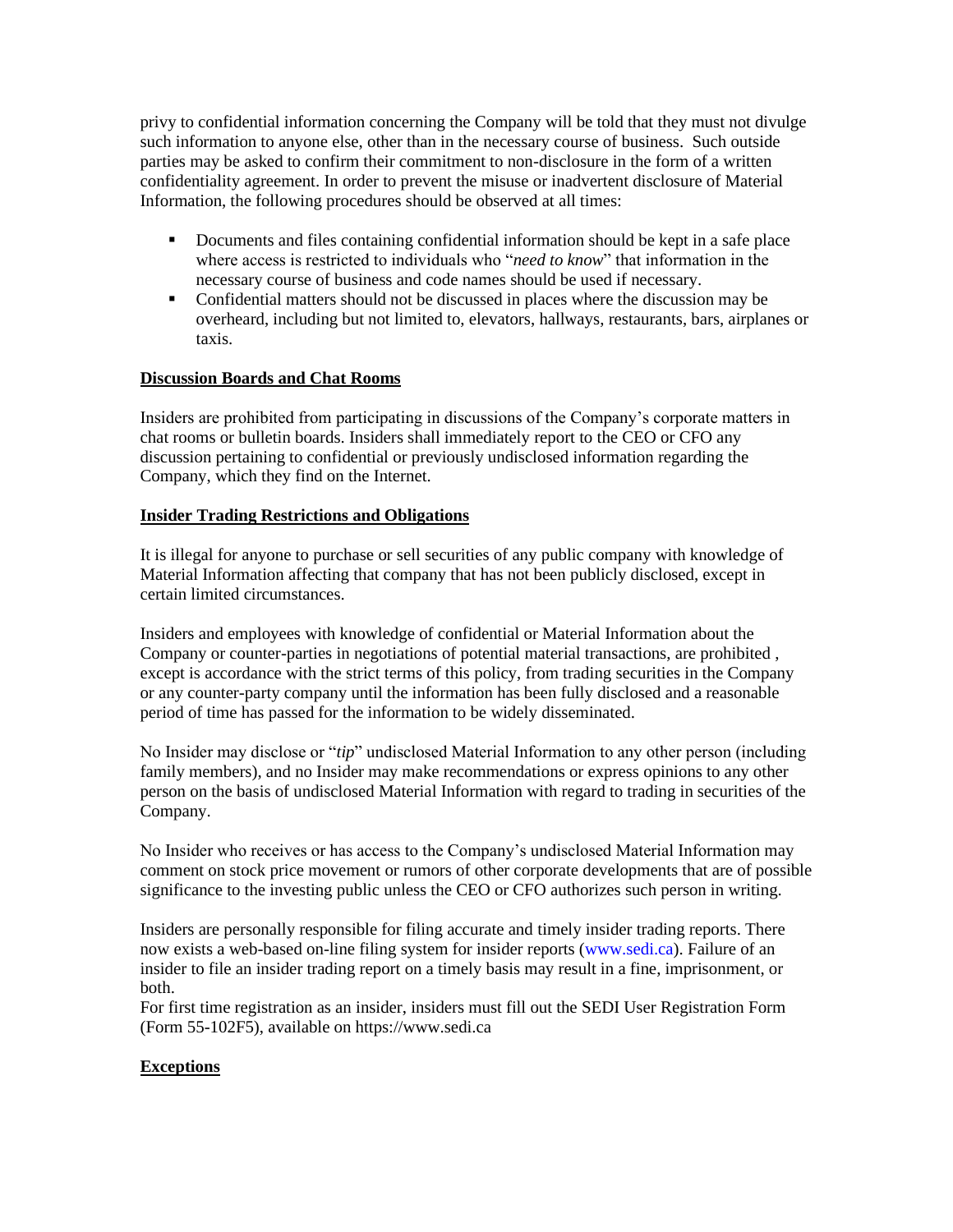privy to confidential information concerning the Company will be told that they must not divulge such information to anyone else, other than in the necessary course of business. Such outside parties may be asked to confirm their commitment to non-disclosure in the form of a written confidentiality agreement. In order to prevent the misuse or inadvertent disclosure of Material Information, the following procedures should be observed at all times:

- Documents and files containing confidential information should be kept in a safe place where access is restricted to individuals who "*need to know*" that information in the necessary course of business and code names should be used if necessary.
- Confidential matters should not be discussed in places where the discussion may be overheard, including but not limited to, elevators, hallways, restaurants, bars, airplanes or taxis.

**Discussion Boards and Chat Rooms**

Insiders are prohibited from participating in discussions of the Company's corporate matters in chat rooms or bulletin boards. Insiders shall immediately report to the CEO or CFO any discussion pertaining to confidential or previously undisclosed information regarding the Company, which they find on the Internet.

**Insider Trading Restrictions and Obligations**

It is illegal for anyone to purchase or sell securities of any public company with knowledge of Material Information affecting that company that has not been publicly disclosed, except in certain limited circumstances.

Insiders and employees with knowledge of confidential or Material Information about the Company or counter-parties in negotiations of potential material transactions, are prohibited , except is accordance with the strict terms of this policy, from trading securities in the Company or any counter-party company until the information has been fully disclosed and a reasonable period of time has passed for the information to be widely disseminated.

No Insider may disclose or "*tip*" undisclosed Material Information to any other person (including family members), and no Insider may make recommendations or express opinions to any other person on the basis of undisclosed Material Information with regard to trading in securities of the Company.

No Insider who receives or has access to the Company's undisclosed Material Information may comment on stock price movement or rumors of other corporate developments that are of possible significance to the investing public unless the CEO or CFO authorizes such person in writing.

Insiders are personally responsible for filing accurate and timely insider trading reports. There now exists a web-based on-line filing system for insider reports (www.sedi.ca). Failure of an insider to file an insider trading report on a timely basis may result in a fine, imprisonment, or both.
For first time registration as an insider, insiders must fill out the SEDI User Registration Form (Form 55-102F5), available on https://www.sedi.ca

**Exceptions**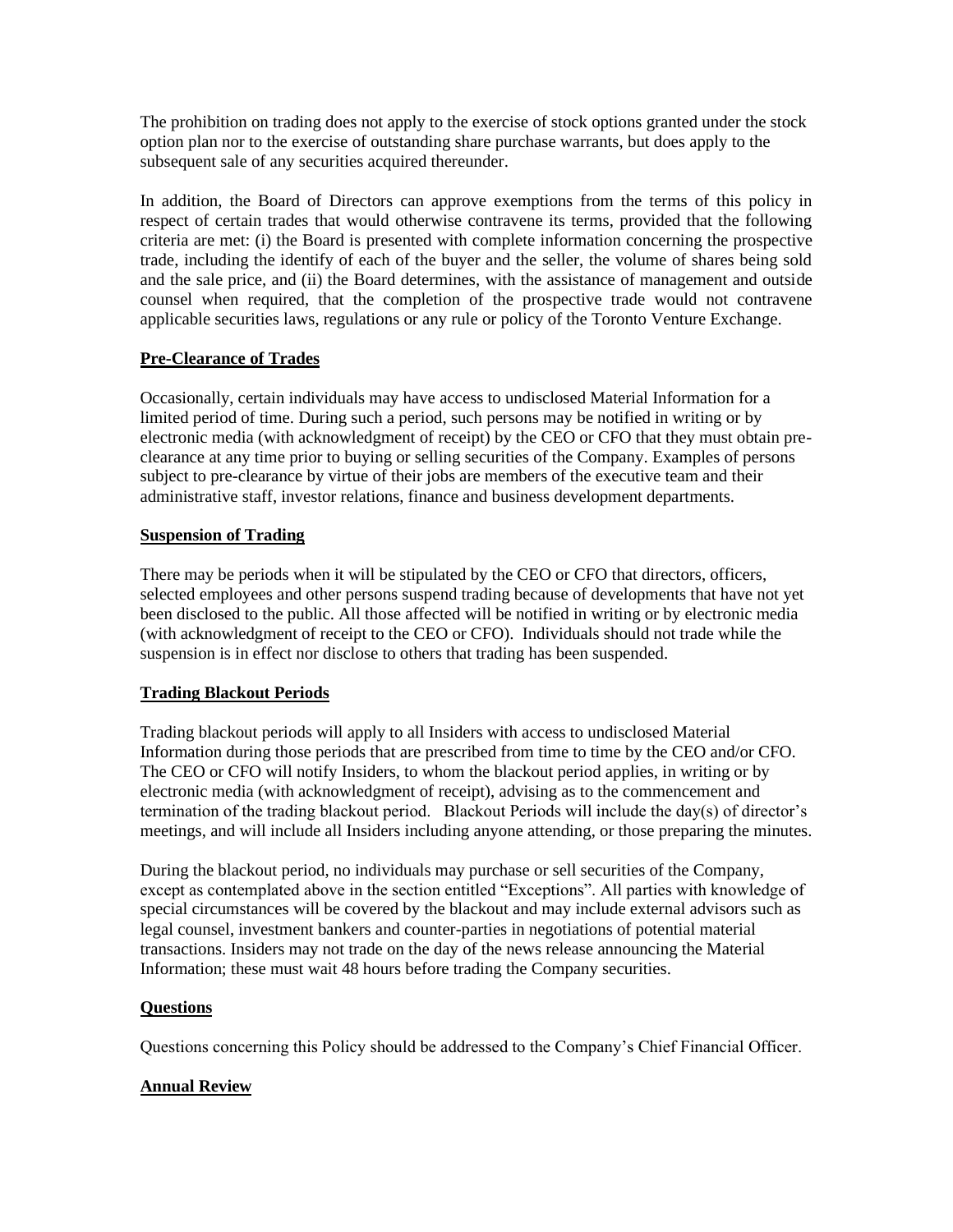The prohibition on trading does not apply to the exercise of stock options granted under the stock option plan nor to the exercise of outstanding share purchase warrants, but does apply to the subsequent sale of any securities acquired thereunder.

In addition, the Board of Directors can approve exemptions from the terms of this policy in respect of certain trades that would otherwise contravene its terms, provided that the following criteria are met: (i) the Board is presented with complete information concerning the prospective trade, including the identify of each of the buyer and the seller, the volume of shares being sold and the sale price, and (ii) the Board determines, with the assistance of management and outside counsel when required, that the completion of the prospective trade would not contravene applicable securities laws, regulations or any rule or policy of the Toronto Venture Exchange.

## Pre-Clearance of Trades

Occasionally, certain individuals may have access to undisclosed Material Information for a limited period of time. During such a period, such persons may be notified in writing or by electronic media (with acknowledgment of receipt) by the CEO or CFO that they must obtain pre-clearance at any time prior to buying or selling securities of the Company. Examples of persons subject to pre-clearance by virtue of their jobs are members of the executive team and their administrative staff, investor relations, finance and business development departments.

## Suspension of Trading

There may be periods when it will be stipulated by the CEO or CFO that directors, officers, selected employees and other persons suspend trading because of developments that have not yet been disclosed to the public. All those affected will be notified in writing or by electronic media (with acknowledgment of receipt to the CEO or CFO). Individuals should not trade while the suspension is in effect nor disclose to others that trading has been suspended.

## Trading Blackout Periods

Trading blackout periods will apply to all Insiders with access to undisclosed Material Information during those periods that are prescribed from time to time by the CEO and/or CFO. The CEO or CFO will notify Insiders, to whom the blackout period applies, in writing or by electronic media (with acknowledgment of receipt), advising as to the commencement and termination of the trading blackout period. Blackout Periods will include the day(s) of director's meetings, and will include all Insiders including anyone attending, or those preparing the minutes.

During the blackout period, no individuals may purchase or sell securities of the Company, except as contemplated above in the section entitled "Exceptions". All parties with knowledge of special circumstances will be covered by the blackout and may include external advisors such as legal counsel, investment bankers and counter-parties in negotiations of potential material transactions. Insiders may not trade on the day of the news release announcing the Material Information; these must wait 48 hours before trading the Company securities.

## Questions

Questions concerning this Policy should be addressed to the Company's Chief Financial Officer.

## Annual Review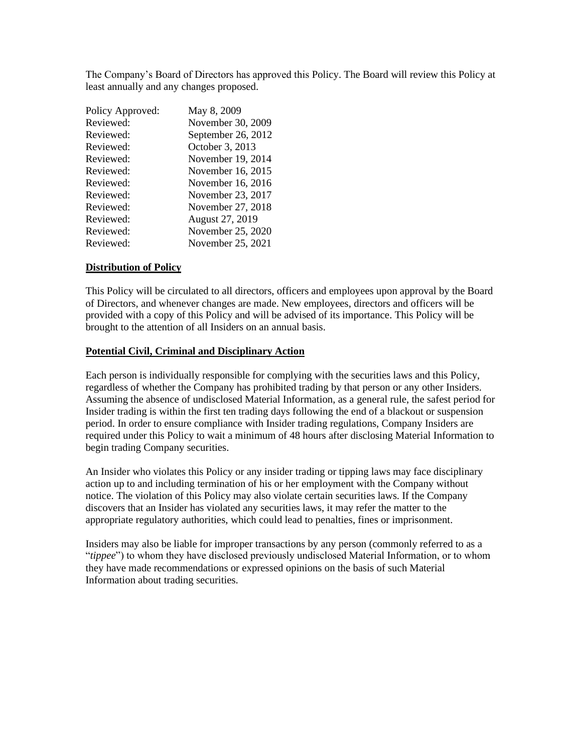The Company's Board of Directors has approved this Policy. The Board will review this Policy at least annually and any changes proposed.

| Policy Approved: | May 8, 2009 |
| --- | --- |
| Reviewed: | November 30, 2009 |
| Reviewed: | September 26, 2012 |
| Reviewed: | October 3, 2013 |
| Reviewed: | November 19, 2014 |
| Reviewed: | November 16, 2015 |
| Reviewed: | November 16, 2016 |
| Reviewed: | November 23, 2017 |
| Reviewed: | November 27, 2018 |
| Reviewed: | August 27, 2019 |
| Reviewed: | November 25, 2020 |
| Reviewed: | November 25, 2021 |

**Distribution of Policy**

This Policy will be circulated to all directors, officers and employees upon approval by the Board of Directors, and whenever changes are made. New employees, directors and officers will be provided with a copy of this Policy and will be advised of its importance. This Policy will be brought to the attention of all Insiders on an annual basis.

**Potential Civil, Criminal and Disciplinary Action**

Each person is individually responsible for complying with the securities laws and this Policy, regardless of whether the Company has prohibited trading by that person or any other Insiders. Assuming the absence of undisclosed Material Information, as a general rule, the safest period for Insider trading is within the first ten trading days following the end of a blackout or suspension period. In order to ensure compliance with Insider trading regulations, Company Insiders are required under this Policy to wait a minimum of 48 hours after disclosing Material Information to begin trading Company securities.

An Insider who violates this Policy or any insider trading or tipping laws may face disciplinary action up to and including termination of his or her employment with the Company without notice. The violation of this Policy may also violate certain securities laws. If the Company discovers that an Insider has violated any securities laws, it may refer the matter to the appropriate regulatory authorities, which could lead to penalties, fines or imprisonment.

Insiders may also be liable for improper transactions by any person (commonly referred to as a "*tippee*") to whom they have disclosed previously undisclosed Material Information, or to whom they have made recommendations or expressed opinions on the basis of such Material Information about trading securities.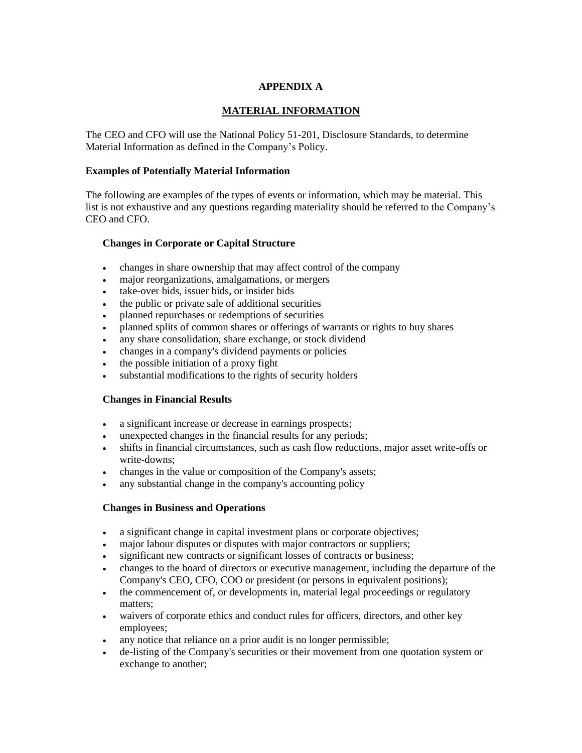# APPENDIX A

## MATERIAL INFORMATION

The CEO and CFO will use the National Policy 51-201, Disclosure Standards, to determine Material Information as defined in the Company's Policy.

**Examples of Potentially Material Information**

The following are examples of the types of events or information, which may be material. This list is not exhaustive and any questions regarding materiality should be referred to the Company's CEO and CFO.

**Changes in Corporate or Capital Structure**

- changes in share ownership that may affect control of the company
- major reorganizations, amalgamations, or mergers
- take-over bids, issuer bids, or insider bids
- the public or private sale of additional securities
- planned repurchases or redemptions of securities
- planned splits of common shares or offerings of warrants or rights to buy shares
- any share consolidation, share exchange, or stock dividend
- changes in a company's dividend payments or policies
- the possible initiation of a proxy fight
- substantial modifications to the rights of security holders

**Changes in Financial Results**

- a significant increase or decrease in earnings prospects;
- unexpected changes in the financial results for any periods;
- shifts in financial circumstances, such as cash flow reductions, major asset write-offs or write-downs;
- changes in the value or composition of the Company's assets;
- any substantial change in the company's accounting policy

**Changes in Business and Operations**

- a significant change in capital investment plans or corporate objectives;
- major labour disputes or disputes with major contractors or suppliers;
- significant new contracts or significant losses of contracts or business;
- changes to the board of directors or executive management, including the departure of the Company's CEO, CFO, COO or president (or persons in equivalent positions);
- the commencement of, or developments in, material legal proceedings or regulatory matters;
- waivers of corporate ethics and conduct rules for officers, directors, and other key employees;
- any notice that reliance on a prior audit is no longer permissible;
- de-listing of the Company's securities or their movement from one quotation system or exchange to another;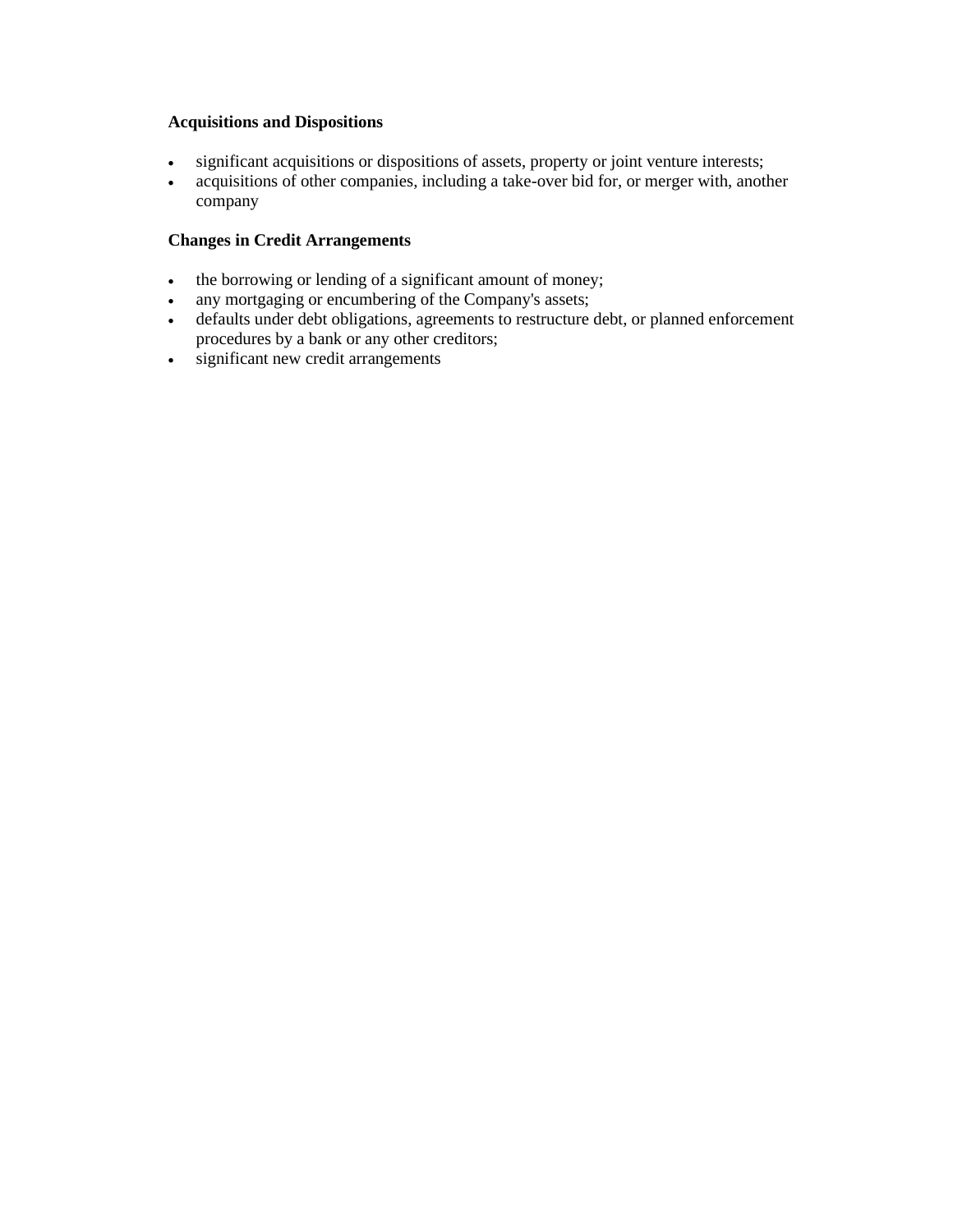**Acquisitions and Dispositions**

- significant acquisitions or dispositions of assets, property or joint venture interests;
- acquisitions of other companies, including a take-over bid for, or merger with, another company

**Changes in Credit Arrangements**

- the borrowing or lending of a significant amount of money;
- any mortgaging or encumbering of the Company's assets;
- defaults under debt obligations, agreements to restructure debt, or planned enforcement procedures by a bank or any other creditors;
- significant new credit arrangements